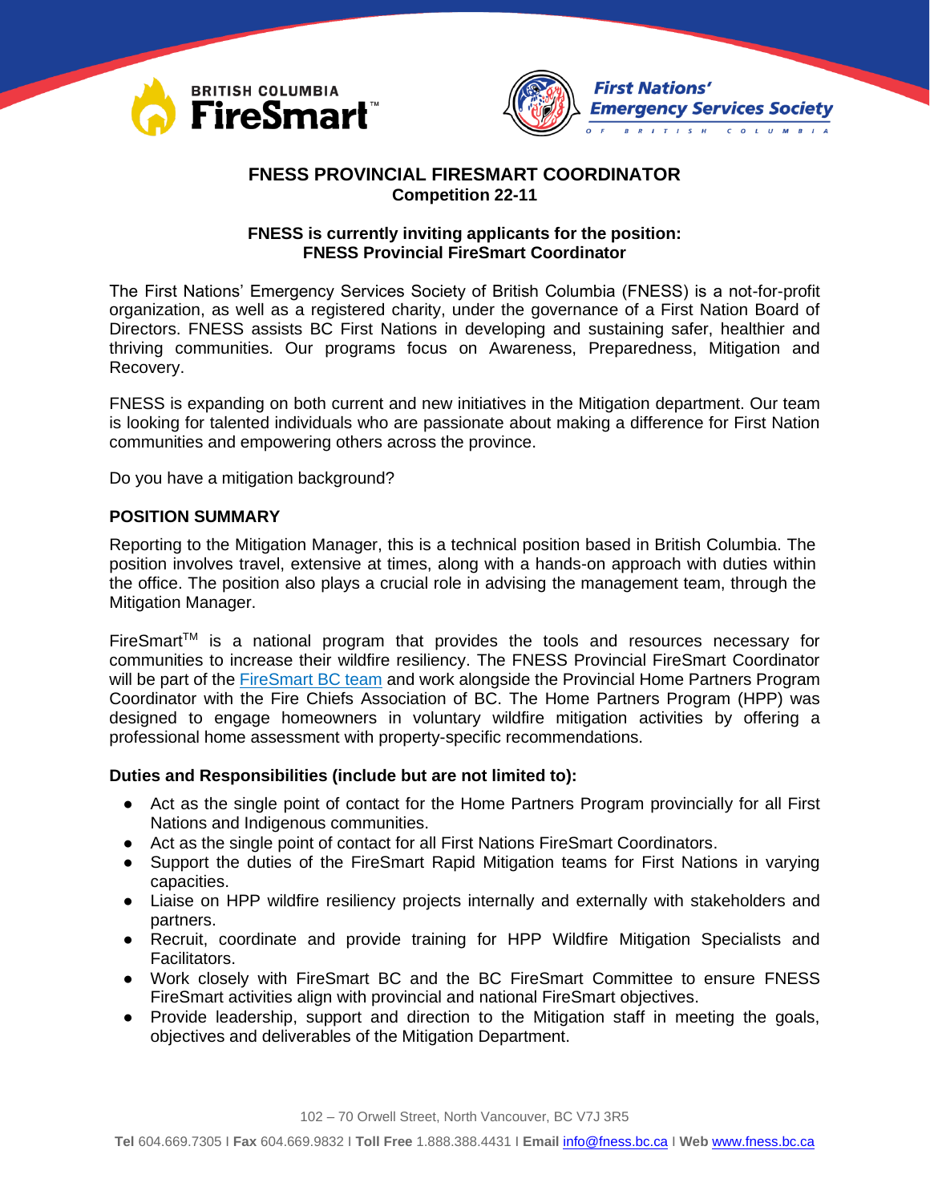# FNESS PROVINCIAL FIRESMART COORDINATOR

**Competition 22-11**

**FNESS is currently inviting applicants for the position: FNESS Provincial FireSmart Coordinator**

The First Nations' Emergency Services Society of British Columbia (FNESS) is a not-for-profit organization, as well as a registered charity, under the governance of a First Nation Board of Directors. FNESS assists BC First Nations in developing and sustaining safer, healthier and thriving communities. Our programs focus on Awareness, Preparedness, Mitigation and Recovery.

FNESS is expanding on both current and new initiatives in the Mitigation department. Our team is looking for talented individuals who are passionate about making a difference for First Nation communities and empowering others across the province.

Do you have a mitigation background?

## POSITION SUMMARY

Reporting to the Mitigation Manager, this is a technical position based in British Columbia. The position involves travel, extensive at times, along with a hands-on approach with duties within the office. The position also plays a crucial role in advising the management team, through the Mitigation Manager.

FireSmart™ is a national program that provides the tools and resources necessary for communities to increase their wildfire resiliency. The FNESS Provincial FireSmart Coordinator will be part of the FireSmart BC team and work alongside the Provincial Home Partners Program Coordinator with the Fire Chiefs Association of BC. The Home Partners Program (HPP) was designed to engage homeowners in voluntary wildfire mitigation activities by offering a professional home assessment with property-specific recommendations.

### Duties and Responsibilities (include but are not limited to):

- Act as the single point of contact for the Home Partners Program provincially for all First Nations and Indigenous communities.
- Act as the single point of contact for all First Nations FireSmart Coordinators.
- Support the duties of the FireSmart Rapid Mitigation teams for First Nations in varying capacities.
- Liaise on HPP wildfire resiliency projects internally and externally with stakeholders and partners.
- Recruit, coordinate and provide training for HPP Wildfire Mitigation Specialists and Facilitators.
- Work closely with FireSmart BC and the BC FireSmart Committee to ensure FNESS FireSmart activities align with provincial and national FireSmart objectives.
- Provide leadership, support and direction to the Mitigation staff in meeting the goals, objectives and deliverables of the Mitigation Department.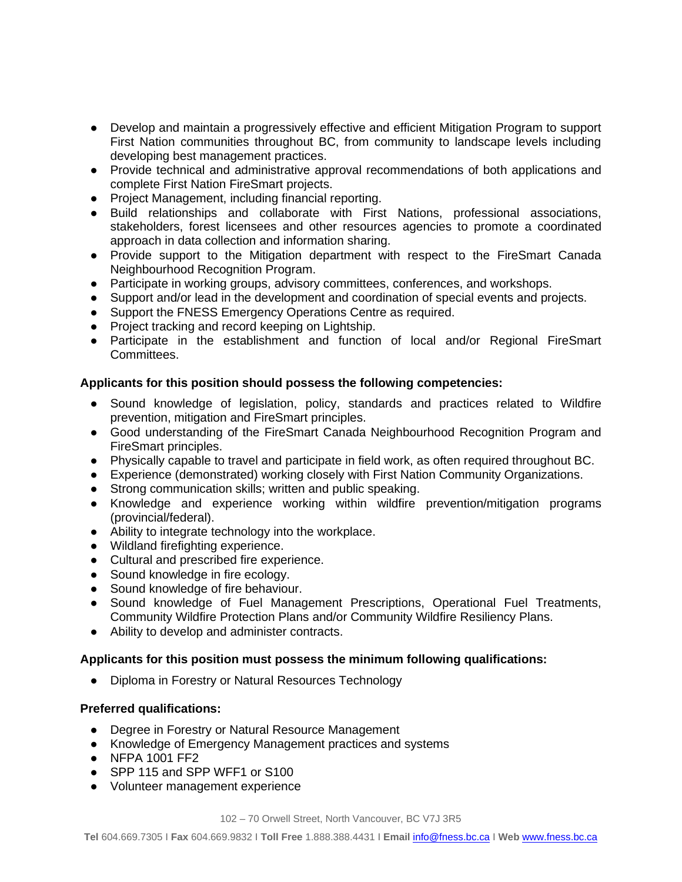- Develop and maintain a progressively effective and efficient Mitigation Program to support First Nation communities throughout BC, from community to landscape levels including developing best management practices.
- Provide technical and administrative approval recommendations of both applications and complete First Nation FireSmart projects.
- Project Management, including financial reporting.
- Build relationships and collaborate with First Nations, professional associations, stakeholders, forest licensees and other resources agencies to promote a coordinated approach in data collection and information sharing.
- Provide support to the Mitigation department with respect to the FireSmart Canada Neighbourhood Recognition Program.
- Participate in working groups, advisory committees, conferences, and workshops.
- Support and/or lead in the development and coordination of special events and projects.
- Support the FNESS Emergency Operations Centre as required.
- Project tracking and record keeping on Lightship.
- Participate in the establishment and function of local and/or Regional FireSmart Committees.

**Applicants for this position should possess the following competencies:**

- Sound knowledge of legislation, policy, standards and practices related to Wildfire prevention, mitigation and FireSmart principles.
- Good understanding of the FireSmart Canada Neighbourhood Recognition Program and FireSmart principles.
- Physically capable to travel and participate in field work, as often required throughout BC.
- Experience (demonstrated) working closely with First Nation Community Organizations.
- Strong communication skills; written and public speaking.
- Knowledge and experience working within wildfire prevention/mitigation programs (provincial/federal).
- Ability to integrate technology into the workplace.
- Wildland firefighting experience.
- Cultural and prescribed fire experience.
- Sound knowledge in fire ecology.
- Sound knowledge of fire behaviour.
- Sound knowledge of Fuel Management Prescriptions, Operational Fuel Treatments, Community Wildfire Protection Plans and/or Community Wildfire Resiliency Plans.
- Ability to develop and administer contracts.

**Applicants for this position must possess the minimum following qualifications:**

- Diploma in Forestry or Natural Resources Technology

**Preferred qualifications:**

- Degree in Forestry or Natural Resource Management
- Knowledge of Emergency Management practices and systems
- NFPA 1001 FF2
- SPP 115 and SPP WFF1 or S100
- Volunteer management experience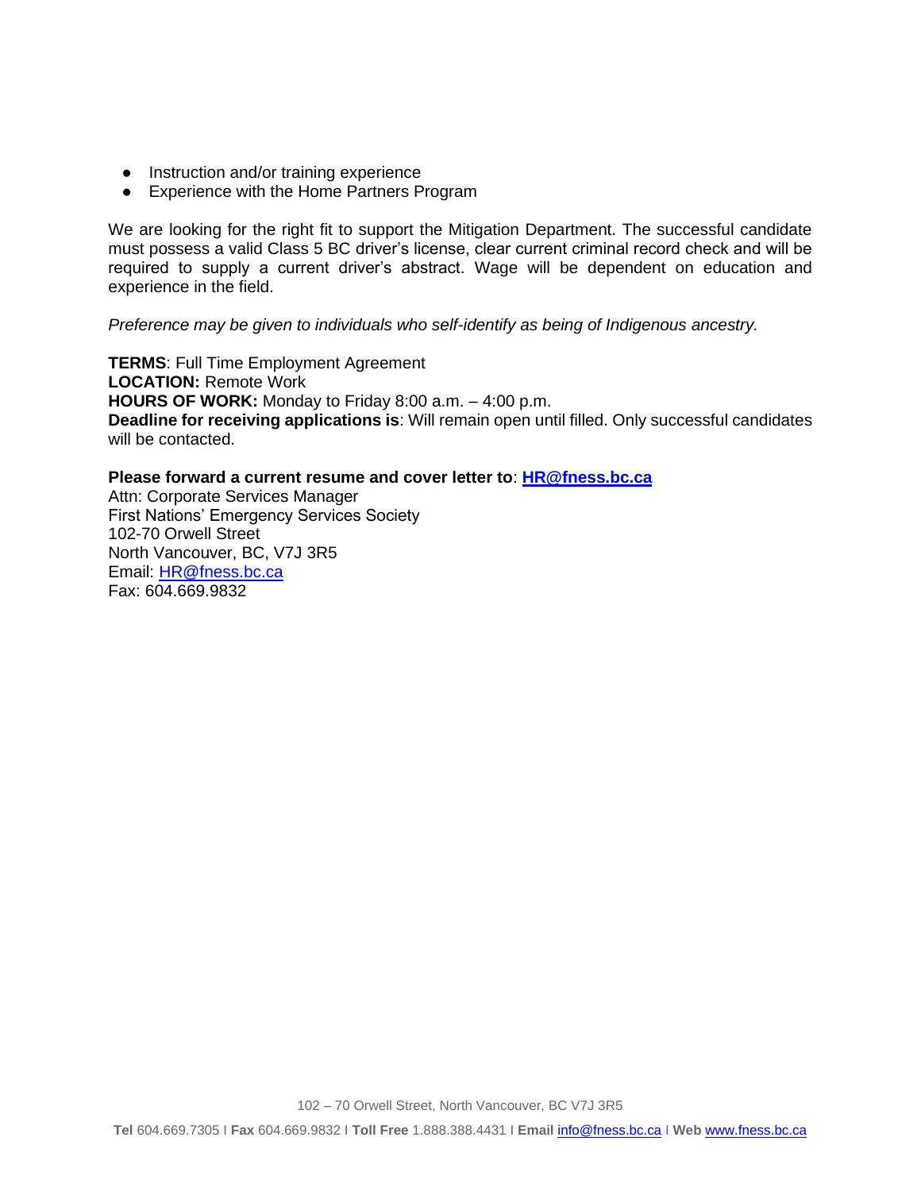- Instruction and/or training experience
- Experience with the Home Partners Program

We are looking for the right fit to support the Mitigation Department. The successful candidate must possess a valid Class 5 BC driver's license, clear current criminal record check and will be required to supply a current driver's abstract. Wage will be dependent on education and experience in the field.

*Preference may be given to individuals who self-identify as being of Indigenous ancestry.*

**TERMS**: Full Time Employment Agreement
**LOCATION:** Remote Work
**HOURS OF WORK:** Monday to Friday 8:00 a.m. – 4:00 p.m.
**Deadline for receiving applications is**: Will remain open until filled. Only successful candidates will be contacted.

**Please forward a current resume and cover letter to**: **HR@fness.bc.ca**
Attn: Corporate Services Manager
First Nations' Emergency Services Society
102-70 Orwell Street
North Vancouver, BC, V7J 3R5
Email: HR@fness.bc.ca
Fax: 604.669.9832